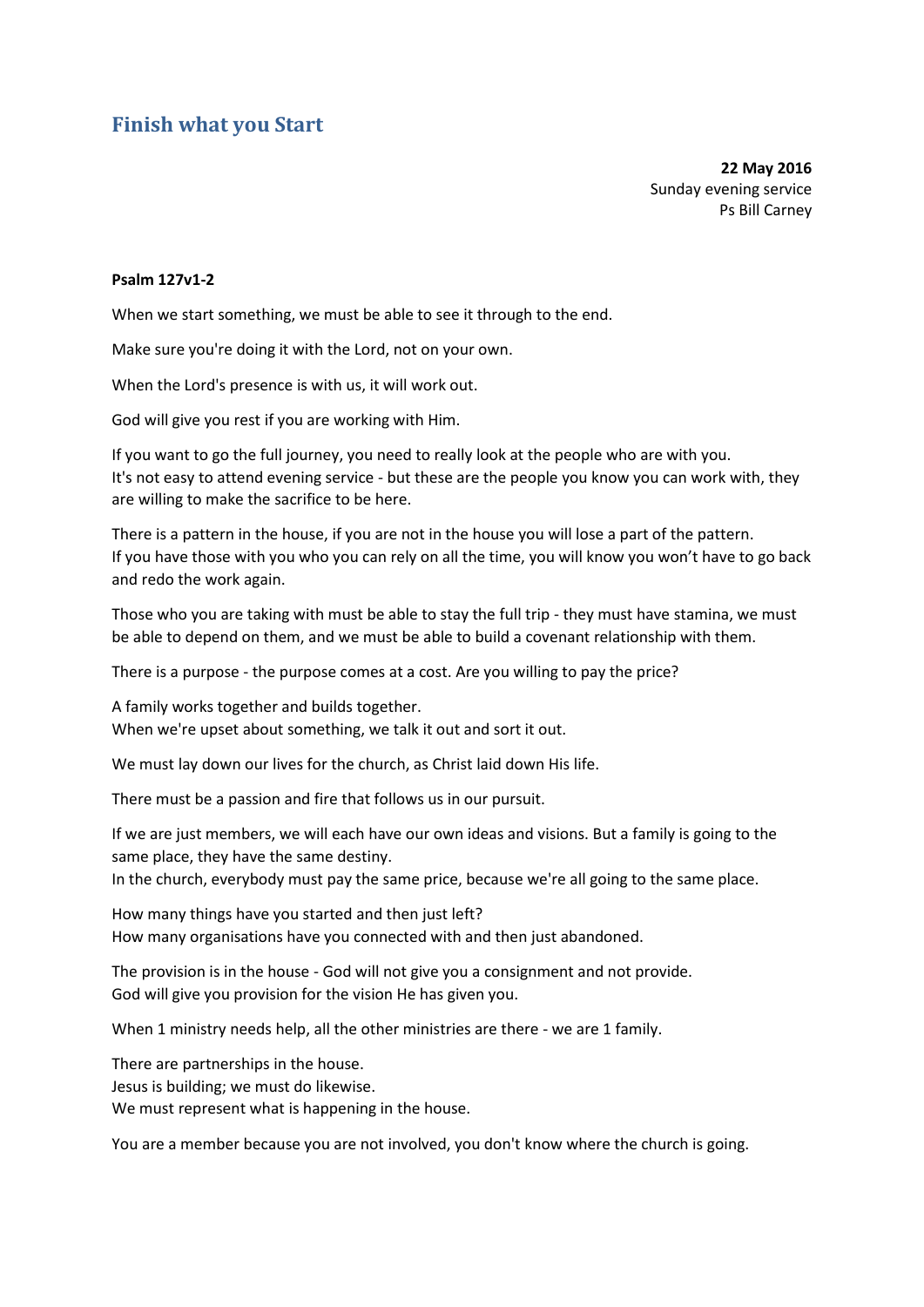## Finish what you Start

**22 May 2016**
Sunday evening service
Ps Bill Carney

**Psalm 127v1-2**

When we start something, we must be able to see it through to the end.

Make sure you're doing it with the Lord, not on your own.

When the Lord's presence is with us, it will work out.

God will give you rest if you are working with Him.

If you want to go the full journey, you need to really look at the people who are with you.
It's not easy to attend evening service - but these are the people you know you can work with, they are willing to make the sacrifice to be here.

There is a pattern in the house, if you are not in the house you will lose a part of the pattern.
If you have those with you who you can rely on all the time, you will know you won't have to go back and redo the work again.

Those who you are taking with must be able to stay the full trip - they must have stamina, we must be able to depend on them, and we must be able to build a covenant relationship with them.

There is a purpose - the purpose comes at a cost. Are you willing to pay the price?

A family works together and builds together.
When we're upset about something, we talk it out and sort it out.

We must lay down our lives for the church, as Christ laid down His life.

There must be a passion and fire that follows us in our pursuit.

If we are just members, we will each have our own ideas and visions. But a family is going to the same place, they have the same destiny.
In the church, everybody must pay the same price, because we're all going to the same place.

How many things have you started and then just left?
How many organisations have you connected with and then just abandoned.

The provision is in the house - God will not give you a consignment and not provide.
God will give you provision for the vision He has given you.

When 1 ministry needs help, all the other ministries are there - we are 1 family.

There are partnerships in the house.
Jesus is building; we must do likewise.
We must represent what is happening in the house.

You are a member because you are not involved, you don't know where the church is going.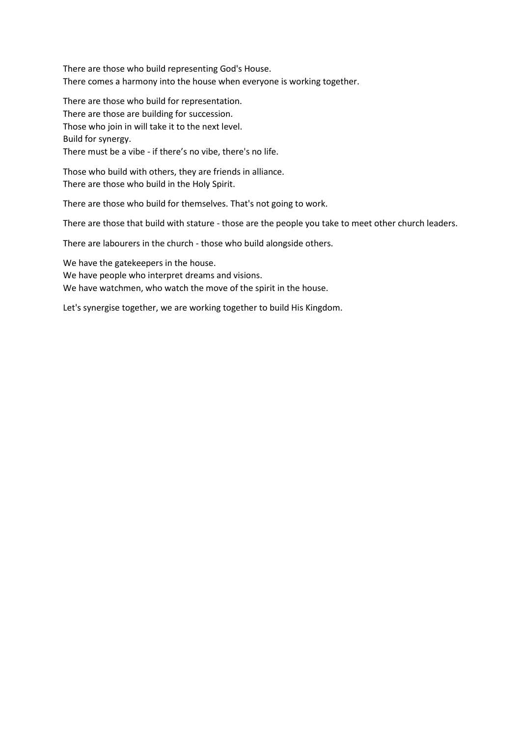There are those who build representing God's House.
There comes a harmony into the house when everyone is working together.

There are those who build for representation.
There are those are building for succession.
Those who join in will take it to the next level.
Build for synergy.
There must be a vibe - if there's no vibe, there's no life.

Those who build with others, they are friends in alliance.
There are those who build in the Holy Spirit.

There are those who build for themselves. That's not going to work.

There are those that build with stature - those are the people you take to meet other church leaders.

There are labourers in the church - those who build alongside others.

We have the gatekeepers in the house.
We have people who interpret dreams and visions.
We have watchmen, who watch the move of the spirit in the house.

Let's synergise together, we are working together to build His Kingdom.